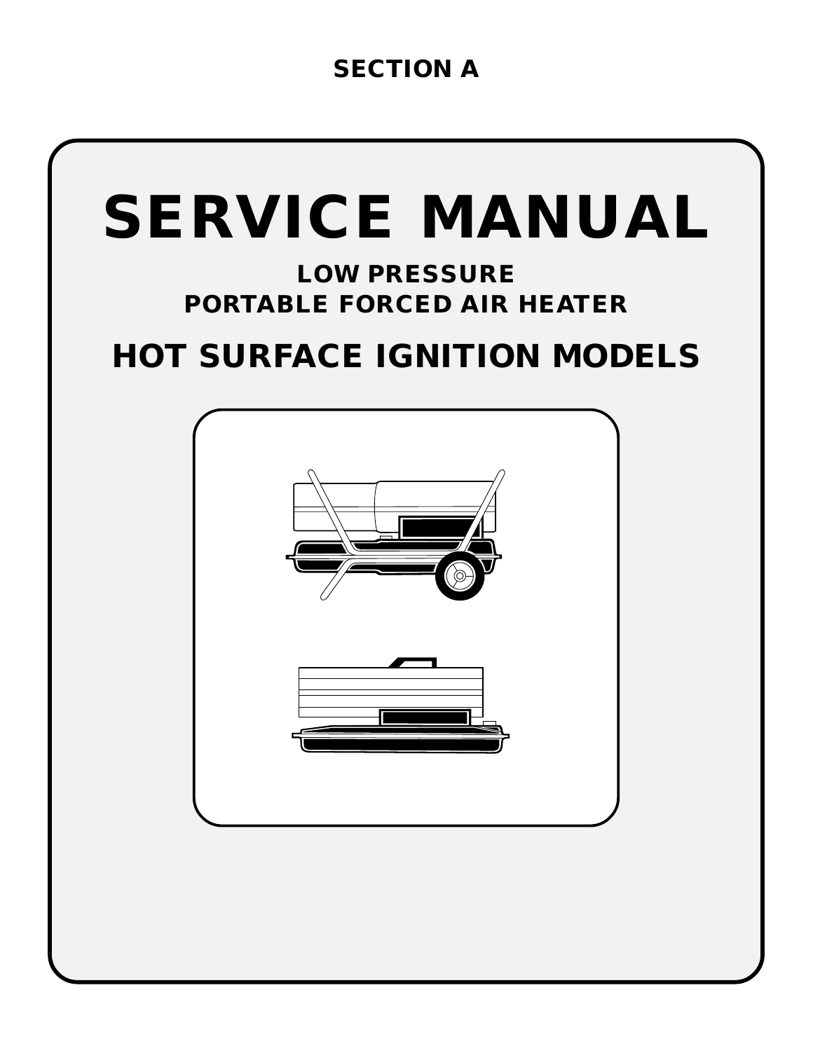SECTION A

# SERVICE MANUAL

**LOW PRESSURE**
**PORTABLE FORCED AIR HEATER**

## HOT SURFACE IGNITION MODELS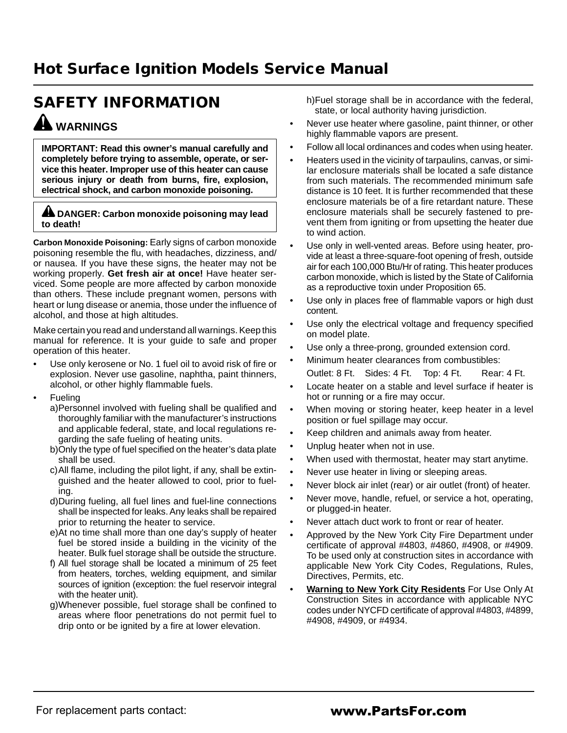# Hot Surface Ignition Models Service Manual

## SAFETY INFORMATION

### WARNINGS

**IMPORTANT: Read this owner's manual carefully and completely before trying to assemble, operate, or service this heater. Improper use of this heater can cause serious injury or death from burns, fire, explosion, electrical shock, and carbon monoxide poisoning.**

**DANGER: Carbon monoxide poisoning may lead to death!**

**Carbon Monoxide Poisoning:** Early signs of carbon monoxide poisoning resemble the flu, with headaches, dizziness, and/or nausea. If you have these signs, the heater may not be working properly. **Get fresh air at once!** Have heater serviced. Some people are more affected by carbon monoxide than others. These include pregnant women, persons with heart or lung disease or anemia, those under the influence of alcohol, and those at high altitudes.

Make certain you read and understand all warnings. Keep this manual for reference. It is your guide to safe and proper operation of this heater.

- Use only kerosene or No. 1 fuel oil to avoid risk of fire or explosion. Never use gasoline, naphtha, paint thinners, alcohol, or other highly flammable fuels.
- Fueling
  - a) Personnel involved with fueling shall be qualified and thoroughly familiar with the manufacturer's instructions and applicable federal, state, and local regulations regarding the safe fueling of heating units.
  - b) Only the type of fuel specified on the heater's data plate shall be used.
  - c) All flame, including the pilot light, if any, shall be extinguished and the heater allowed to cool, prior to fueling.
  - d) During fueling, all fuel lines and fuel-line connections shall be inspected for leaks. Any leaks shall be repaired prior to returning the heater to service.
  - e) At no time shall more than one day's supply of heater fuel be stored inside a building in the vicinity of the heater. Bulk fuel storage shall be outside the structure.
  - f) All fuel storage shall be located a minimum of 25 feet from heaters, torches, welding equipment, and similar sources of ignition (exception: the fuel reservoir integral with the heater unit).
  - g) Whenever possible, fuel storage shall be confined to areas where floor penetrations do not permit fuel to drip onto or be ignited by a fire at lower elevation.
  - h) Fuel storage shall be in accordance with the federal, state, or local authority having jurisdiction.
- Never use heater where gasoline, paint thinner, or other highly flammable vapors are present.
- Follow all local ordinances and codes when using heater.
- Heaters used in the vicinity of tarpaulins, canvas, or similar enclosure materials shall be located a safe distance from such materials. The recommended minimum safe distance is 10 feet. It is further recommended that these enclosure materials be of a fire retardant nature. These enclosure materials shall be securely fastened to prevent them from igniting or from upsetting the heater due to wind action.
- Use only in well-vented areas. Before using heater, provide at least a three-square-foot opening of fresh, outside air for each 100,000 Btu/Hr of rating. This heater produces carbon monoxide, which is listed by the State of California as a reproductive toxin under Proposition 65.
- Use only in places free of flammable vapors or high dust content.
- Use only the electrical voltage and frequency specified on model plate.
- Use only a three-prong, grounded extension cord.
- Minimum heater clearances from combustibles:

  Outlet: 8 Ft. Sides: 4 Ft. Top: 4 Ft. Rear: 4 Ft.
- Locate heater on a stable and level surface if heater is hot or running or a fire may occur.
- When moving or storing heater, keep heater in a level position or fuel spillage may occur.
- Keep children and animals away from heater.
- Unplug heater when not in use.
- When used with thermostat, heater may start anytime.
- Never use heater in living or sleeping areas.
- Never block air inlet (rear) or air outlet (front) of heater.
- Never move, handle, refuel, or service a hot, operating, or plugged-in heater.
- Never attach duct work to front or rear of heater.
- Approved by the New York City Fire Department under certificate of approval #4803, #4860, #4908, or #4909. To be used only at construction sites in accordance with applicable New York City Codes, Regulations, Rules, Directives, Permits, etc.
- **Warning to New York City Residents** For Use Only At Construction Sites in accordance with applicable NYC codes under NYCFD certificate of approval #4803, #4899, #4908, #4909, or #4934.

For replacement parts contact: **www.PartsFor.com**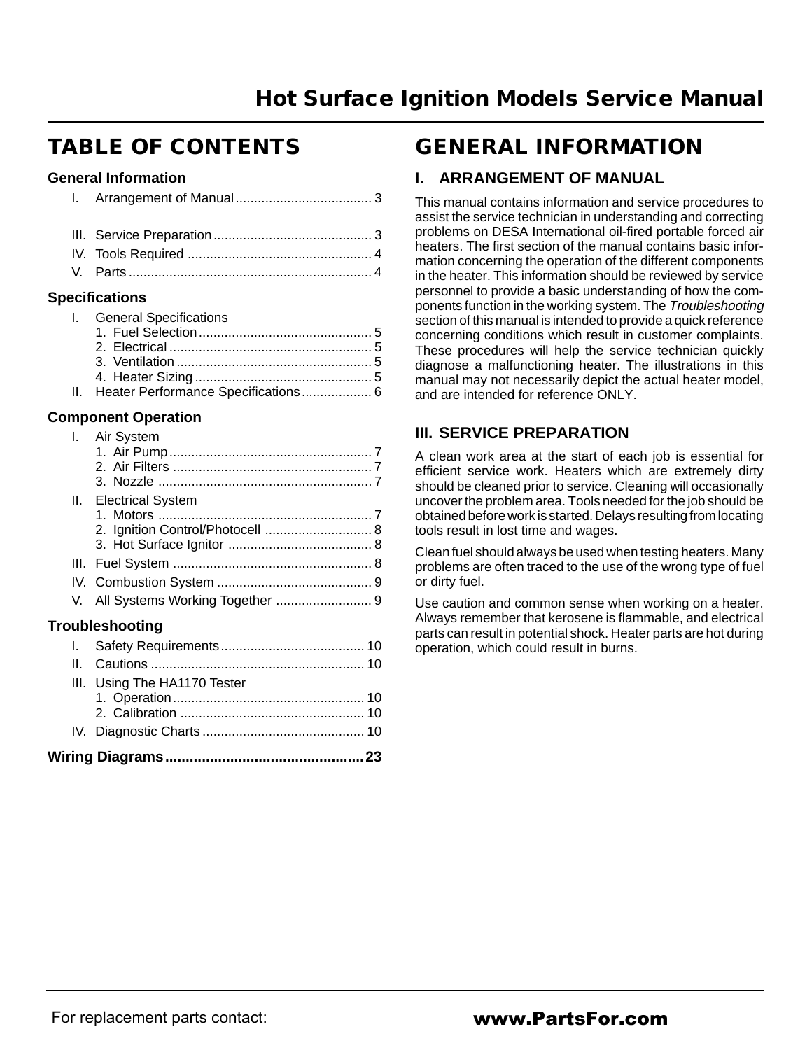# Hot Surface Ignition Models Service Manual

## TABLE OF CONTENTS

### General Information

- I. Arrangement of Manual ..................................... 3
- III. Service Preparation ........................................... 3
- IV. Tools Required .................................................. 4
- V. Parts ................................................................. 4

### Specifications

- I. General Specifications
  - 1. Fuel Selection ............................................... 5
  - 2. Electrical ....................................................... 5
  - 3. Ventilation ..................................................... 5
  - 4. Heater Sizing ................................................. 5
- II. Heater Performance Specifications ................... 6

### Component Operation

- I. Air System
  - 1. Air Pump ....................................................... 7
  - 2. Air Filters ...................................................... 7
  - 3. Nozzle .......................................................... 7
- II. Electrical System
  - 1. Motors .......................................................... 7
  - 2. Ignition Control/Photocell ............................. 8
  - 3. Hot Surface Ignitor ....................................... 8
- III. Fuel System ...................................................... 8
- IV. Combustion System .......................................... 9
- V. All Systems Working Together .......................... 9

### Troubleshooting

- I. Safety Requirements ....................................... 10
- II. Cautions .......................................................... 10
- III. Using The HA1170 Tester
  - 1. Operation .................................................... 10
  - 2. Calibration .................................................. 10
- IV. Diagnostic Charts ............................................ 10

**Wiring Diagrams ................................................. 23**

## GENERAL INFORMATION

### I. ARRANGEMENT OF MANUAL

This manual contains information and service procedures to assist the service technician in understanding and correcting problems on DESA International oil-fired portable forced air heaters. The first section of the manual contains basic information concerning the operation of the different components in the heater. This information should be reviewed by service personnel to provide a basic understanding of how the components function in the working system. The *Troubleshooting* section of this manual is intended to provide a quick reference concerning conditions which result in customer complaints. These procedures will help the service technician quickly diagnose a malfunctioning heater. The illustrations in this manual may not necessarily depict the actual heater model, and are intended for reference ONLY.

### III. SERVICE PREPARATION

A clean work area at the start of each job is essential for efficient service work. Heaters which are extremely dirty should be cleaned prior to service. Cleaning will occasionally uncover the problem area. Tools needed for the job should be obtained before work is started. Delays resulting from locating tools result in lost time and wages.

Clean fuel should always be used when testing heaters. Many problems are often traced to the use of the wrong type of fuel or dirty fuel.

Use caution and common sense when working on a heater. Always remember that kerosene is flammable, and electrical parts can result in potential shock. Heater parts are hot during operation, which could result in burns.

For replacement parts contact: **www.PartsFor.com**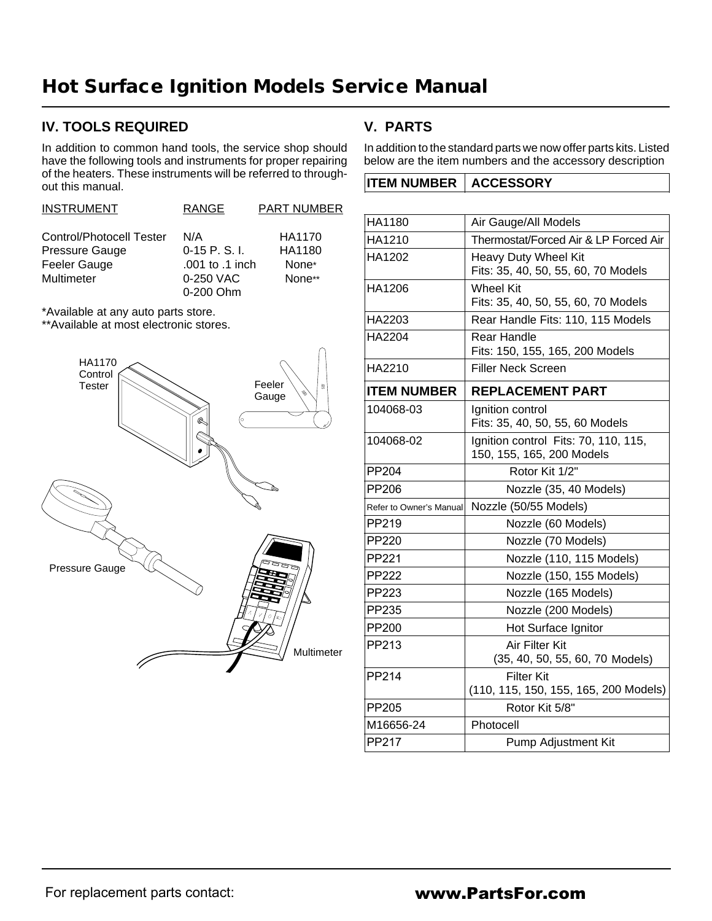# Hot Surface Ignition Models Service Manual

## IV. TOOLS REQUIRED

In addition to common hand tools, the service shop should have the following tools and instruments for proper repairing of the heaters. These instruments will be referred to throughout this manual.

| INSTRUMENT | RANGE | PART NUMBER |
|---|---|---|
| Control/Photocell Tester | N/A | HA1170 |
| Pressure Gauge | 0-15 P. S. I. | HA1180 |
| Feeler Gauge | .001 to .1 inch | None* |
| Multimeter | 0-250 VAC<br>0-200 Ohm | None** |

*Available at any auto parts store.
**Available at most electronic stores.

HA1170 Control Tester

Feeler Gauge

Pressure Gauge

Multimeter

## V. PARTS

In addition to the standard parts we now offer parts kits. Listed below are the item numbers and the accessory description

| ITEM NUMBER | ACCESSORY |
|---|---|
| HA1180 | Air Gauge/All Models |
| HA1210 | Thermostat/Forced Air & LP Forced Air |
| HA1202 | Heavy Duty Wheel Kit<br>Fits: 35, 40, 50, 55, 60, 70 Models |
| HA1206 | Wheel Kit<br>Fits: 35, 40, 50, 55, 60, 70 Models |
| HA2203 | Rear Handle Fits: 110, 115 Models |
| HA2204 | Rear Handle<br>Fits: 150, 155, 165, 200 Models |
| HA2210 | Filler Neck Screen |
| **ITEM NUMBER** | **REPLACEMENT PART** |
| 104068-03 | Ignition control<br>Fits: 35, 40, 50, 55, 60 Models |
| 104068-02 | Ignition control Fits: 70, 110, 115, 150, 155, 165, 200 Models |
| PP204 | Rotor Kit 1/2" |
| PP206 | Nozzle (35, 40 Models) |
| Refer to Owner's Manual | Nozzle (50/55 Models) |
| PP219 | Nozzle (60 Models) |
| PP220 | Nozzle (70 Models) |
| PP221 | Nozzle (110, 115 Models) |
| PP222 | Nozzle (150, 155 Models) |
| PP223 | Nozzle (165 Models) |
| PP235 | Nozzle (200 Models) |
| PP200 | Hot Surface Ignitor |
| PP213 | Air Filter Kit<br>(35, 40, 50, 55, 60, 70 Models) |
| PP214 | Filter Kit<br>(110, 115, 150, 155, 165, 200 Models) |
| PP205 | Rotor Kit 5/8" |
| M16656-24 | Photocell |
| PP217 | Pump Adjustment Kit |

For replacement parts contact: **www.PartsFor.com**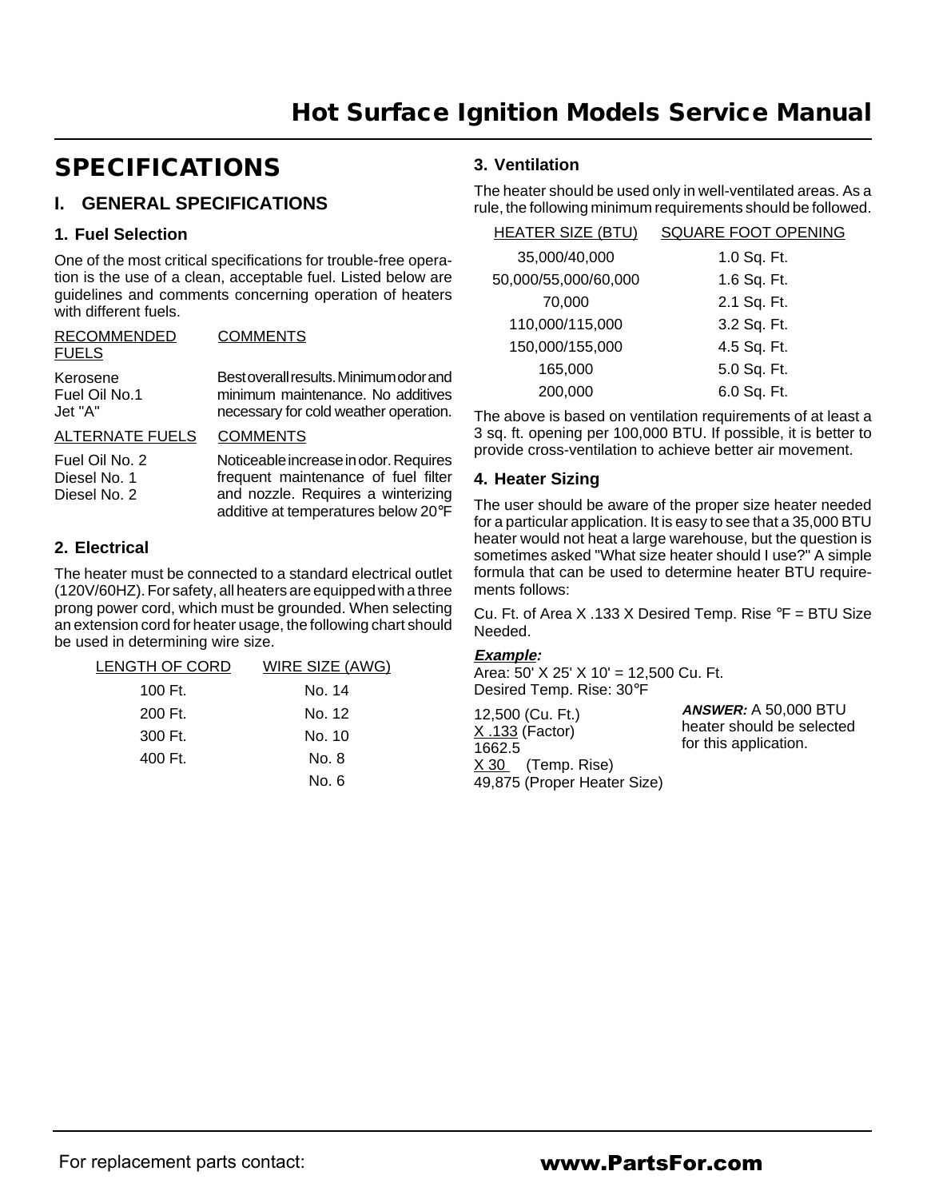# SPECIFICATIONS

## I. GENERAL SPECIFICATIONS

### 1. Fuel Selection

One of the most critical specifications for trouble-free operation is the use of a clean, acceptable fuel. Listed below are guidelines and comments concerning operation of heaters with different fuels.

| RECOMMENDED FUELS | COMMENTS |
|---|---|
| Kerosene<br>Fuel Oil No.1<br>Jet "A" | Best overall results. Minimum odor and minimum maintenance. No additives necessary for cold weather operation. |

| ALTERNATE FUELS | COMMENTS |
|---|---|
| Fuel Oil No. 2<br>Diesel No. 1<br>Diesel No. 2 | Noticeable increase in odor. Requires frequent maintenance of fuel filter and nozzle. Requires a winterizing additive at temperatures below 20°F |

### 2. Electrical

The heater must be connected to a standard electrical outlet (120V/60HZ). For safety, all heaters are equipped with a three prong power cord, which must be grounded. When selecting an extension cord for heater usage, the following chart should be used in determining wire size.

| LENGTH OF CORD | WIRE SIZE (AWG) |
|---|---|
| 100 Ft. | No. 14 |
| 200 Ft. | No. 12 |
| 300 Ft. | No. 10 |
| 400 Ft. | No. 8 |
| | No. 6 |

### 3. Ventilation

The heater should be used only in well-ventilated areas. As a rule, the following minimum requirements should be followed.

| HEATER SIZE (BTU) | SQUARE FOOT OPENING |
|---|---|
| 35,000/40,000 | 1.0 Sq. Ft. |
| 50,000/55,000/60,000 | 1.6 Sq. Ft. |
| 70,000 | 2.1 Sq. Ft. |
| 110,000/115,000 | 3.2 Sq. Ft. |
| 150,000/155,000 | 4.5 Sq. Ft. |
| 165,000 | 5.0 Sq. Ft. |
| 200,000 | 6.0 Sq. Ft. |

The above is based on ventilation requirements of at least a 3 sq. ft. opening per 100,000 BTU. If possible, it is better to provide cross-ventilation to achieve better air movement.

### 4. Heater Sizing

The user should be aware of the proper size heater needed for a particular application. It is easy to see that a 35,000 BTU heater would not heat a large warehouse, but the question is sometimes asked "What size heater should I use?" A simple formula that can be used to determine heater BTU requirements follows:

Cu. Ft. of Area X .133 X Desired Temp. Rise °F = BTU Size Needed.

***Example:***

Area: 50' X 25' X 10' = 12,500 Cu. Ft.
Desired Temp. Rise: 30°F

12,500 (Cu. Ft.)
X .133 (Factor)
1662.5
X 30 (Temp. Rise)
49,875 (Proper Heater Size)

***ANSWER:*** A 50,000 BTU heater should be selected for this application.

For replacement parts contact: **www.PartsFor.com**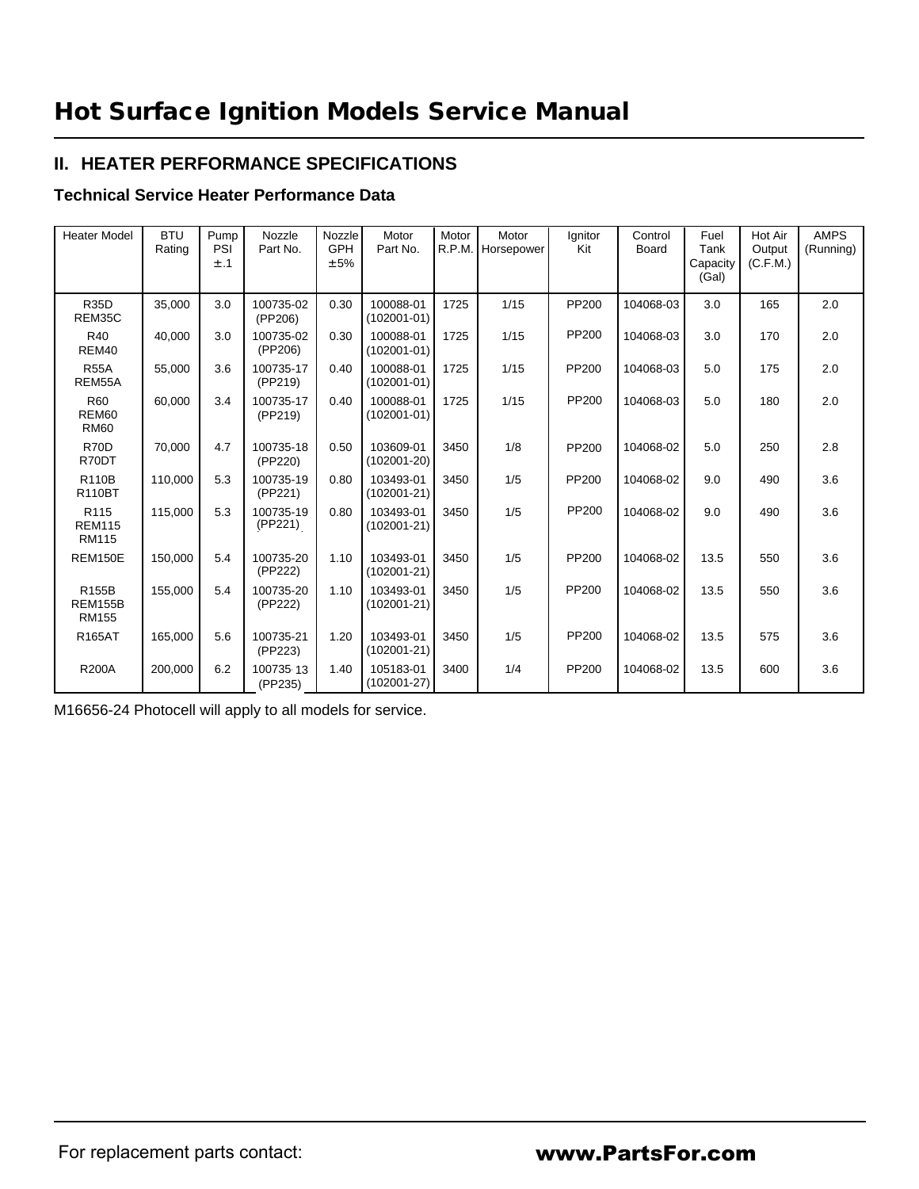# Hot Surface Ignition Models Service Manual

## II. HEATER PERFORMANCE SPECIFICATIONS

### Technical Service Heater Performance Data

| Heater Model | BTU Rating | Pump PSI ±.1 | Nozzle Part No. | Nozzle GPH ±5% | Motor Part No. | Motor R.P.M. | Motor Horsepower | Ignitor Kit | Control Board | Fuel Tank Capacity (Gal) | Hot Air Output (C.F.M.) | AMPS (Running) |
|---|---|---|---|---|---|---|---|---|---|---|---|---|
| R35D REM35C | 35,000 | 3.0 | 100735-02 (PP206) | 0.30 | 100088-01 (102001-01) | 1725 | 1/15 | PP200 | 104068-03 | 3.0 | 165 | 2.0 |
| R40 REM40 | 40,000 | 3.0 | 100735-02 (PP206) | 0.30 | 100088-01 (102001-01) | 1725 | 1/15 | PP200 | 104068-03 | 3.0 | 170 | 2.0 |
| R55A REM55A | 55,000 | 3.6 | 100735-17 (PP219) | 0.40 | 100088-01 (102001-01) | 1725 | 1/15 | PP200 | 104068-03 | 5.0 | 175 | 2.0 |
| R60 REM60 RM60 | 60,000 | 3.4 | 100735-17 (PP219) | 0.40 | 100088-01 (102001-01) | 1725 | 1/15 | PP200 | 104068-03 | 5.0 | 180 | 2.0 |
| R70D R70DT | 70,000 | 4.7 | 100735-18 (PP220) | 0.50 | 103609-01 (102001-20) | 3450 | 1/8 | PP200 | 104068-02 | 5.0 | 250 | 2.8 |
| R110B R110BT | 110,000 | 5.3 | 100735-19 (PP221) | 0.80 | 103493-01 (102001-21) | 3450 | 1/5 | PP200 | 104068-02 | 9.0 | 490 | 3.6 |
| R115 REM115 RM115 | 115,000 | 5.3 | 100735-19 (PP221) | 0.80 | 103493-01 (102001-21) | 3450 | 1/5 | PP200 | 104068-02 | 9.0 | 490 | 3.6 |
| REM150E | 150,000 | 5.4 | 100735-20 (PP222) | 1.10 | 103493-01 (102001-21) | 3450 | 1/5 | PP200 | 104068-02 | 13.5 | 550 | 3.6 |
| R155B REM155B RM155 | 155,000 | 5.4 | 100735-20 (PP222) | 1.10 | 103493-01 (102001-21) | 3450 | 1/5 | PP200 | 104068-02 | 13.5 | 550 | 3.6 |
| R165AT | 165,000 | 5.6 | 100735-21 (PP223) | 1.20 | 103493-01 (102001-21) | 3450 | 1/5 | PP200 | 104068-02 | 13.5 | 575 | 3.6 |
| R200A | 200,000 | 6.2 | 100735-13 (PP235) | 1.40 | 105183-01 (102001-27) | 3400 | 1/4 | PP200 | 104068-02 | 13.5 | 600 | 3.6 |

M16656-24 Photocell will apply to all models for service.

For replacement parts contact: **www.PartsFor.com**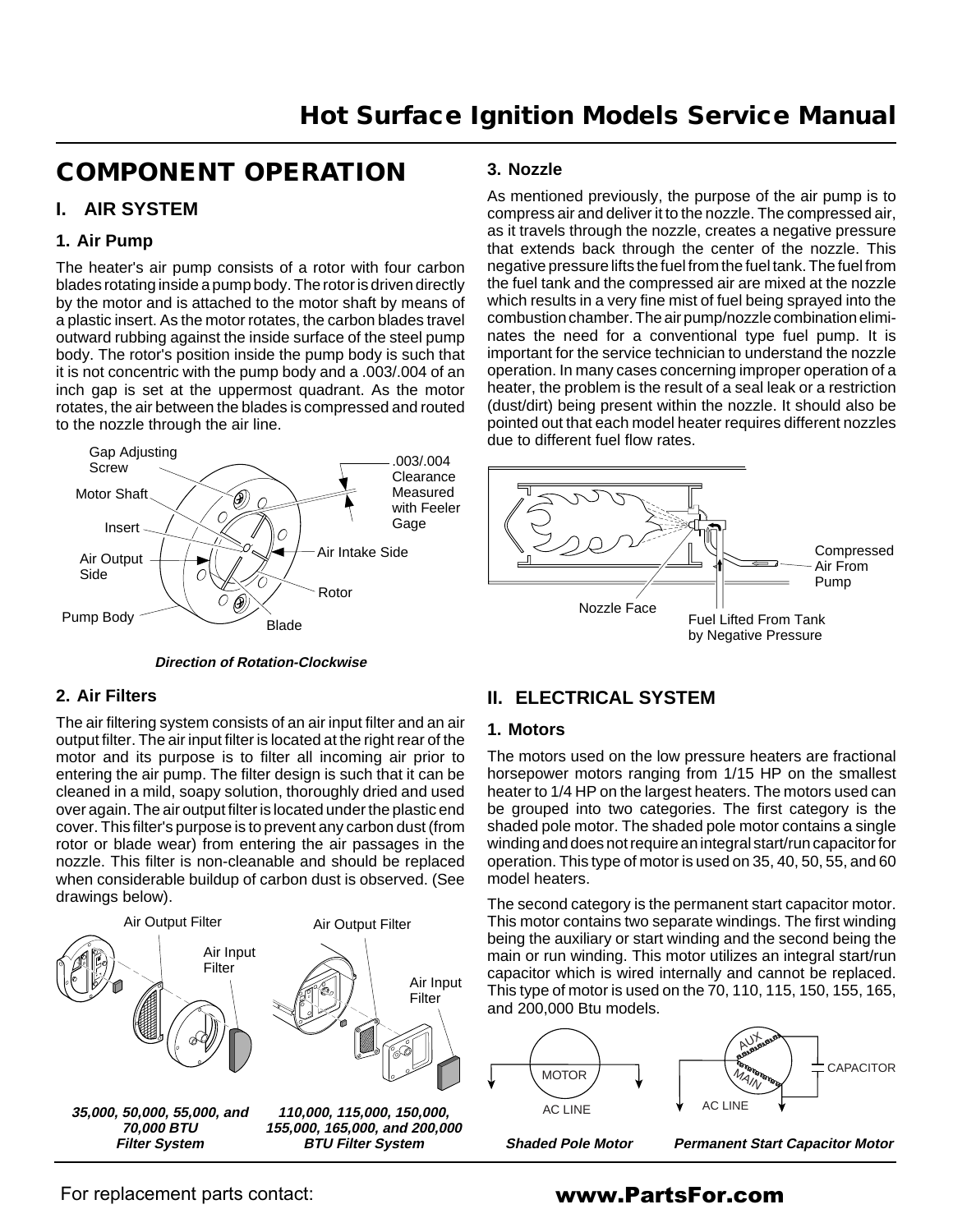# COMPONENT OPERATION

## I. AIR SYSTEM

### 1. Air Pump

The heater's air pump consists of a rotor with four carbon blades rotating inside a pump body. The rotor is driven directly by the motor and is attached to the motor shaft by means of a plastic insert. As the motor rotates, the carbon blades travel outward rubbing against the inside surface of the steel pump body. The rotor's position inside the pump body is such that it is not concentric with the pump body and a .003/.004 of an inch gap is set at the uppermost quadrant. As the motor rotates, the air between the blades is compressed and routed to the nozzle through the air line.

Gap Adjusting Screw
Motor Shaft
Insert
Air Output Side
Pump Body
Blade
Rotor
Air Intake Side
.003/.004 Clearance Measured with Feeler Gage

***Direction of Rotation-Clockwise***

### 2. Air Filters

The air filtering system consists of an air input filter and an air output filter. The air input filter is located at the right rear of the motor and its purpose is to filter all incoming air prior to entering the air pump. The filter design is such that it can be cleaned in a mild, soapy solution, thoroughly dried and used over again. The air output filter is located under the plastic end cover. This filter's purpose is to prevent any carbon dust (from rotor or blade wear) from entering the air passages in the nozzle. This filter is non-cleanable and should be replaced when considerable buildup of carbon dust is observed. (See drawings below).

Air Output Filter
Air Input Filter

***35,000, 50,000, 55,000, and 70,000 BTU Filter System***

Air Output Filter
Air Input Filter

***110,000, 115,000, 150,000, 155,000, 165,000, and 200,000 BTU Filter System***

### 3. Nozzle

As mentioned previously, the purpose of the air pump is to compress air and deliver it to the nozzle. The compressed air, as it travels through the nozzle, creates a negative pressure that extends back through the center of the nozzle. This negative pressure lifts the fuel from the fuel tank. The fuel from the fuel tank and the compressed air are mixed at the nozzle which results in a very fine mist of fuel being sprayed into the combustion chamber. The air pump/nozzle combination eliminates the need for a conventional type fuel pump. It is important for the service technician to understand the nozzle operation. In many cases concerning improper operation of a heater, the problem is the result of a seal leak or a restriction (dust/dirt) being present within the nozzle. It should also be pointed out that each model heater requires different nozzles due to different fuel flow rates.

Compressed Air From Pump
Nozzle Face
Fuel Lifted From Tank by Negative Pressure

## II. ELECTRICAL SYSTEM

### 1. Motors

The motors used on the low pressure heaters are fractional horsepower motors ranging from 1/15 HP on the smallest heater to 1/4 HP on the largest heaters. The motors used can be grouped into two categories. The first category is the shaded pole motor. The shaded pole motor contains a single winding and does not require an integral start/run capacitor for operation. This type of motor is used on 35, 40, 50, 55, and 60 model heaters.

The second category is the permanent start capacitor motor. This motor contains two separate windings. The first winding being the auxiliary or start winding and the second being the main or run winding. This motor utilizes an integral start/run capacitor which is wired internally and cannot be replaced. This type of motor is used on the 70, 110, 115, 150, 155, 165, and 200,000 Btu models.

MOTOR
AC LINE

***Shaded Pole Motor***

AUX
MAIN
CAPACITOR
AC LINE

***Permanent Start Capacitor Motor***

For replacement parts contact: **www.PartsFor.com**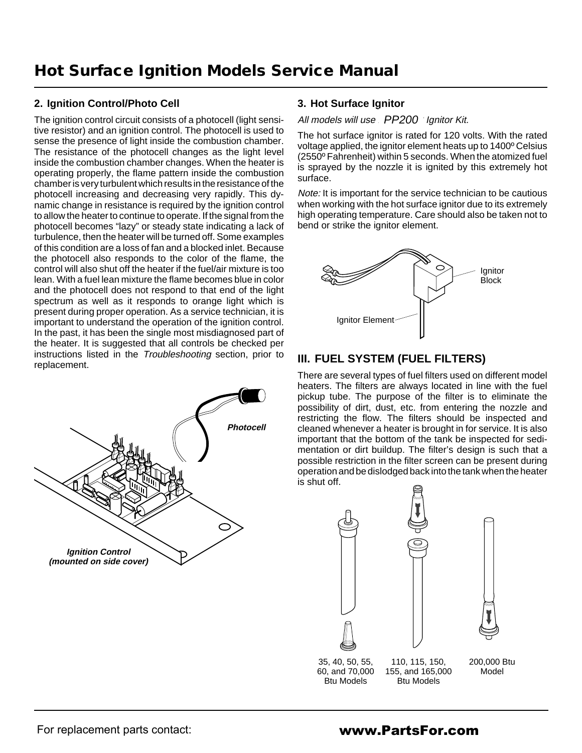# Hot Surface Ignition Models Service Manual

### 2. Ignition Control/Photo Cell

The ignition control circuit consists of a photocell (light sensitive resistor) and an ignition control. The photocell is used to sense the presence of light inside the combustion chamber. The resistance of the photocell changes as the light level inside the combustion chamber changes. When the heater is operating properly, the flame pattern inside the combustion chamber is very turbulent which results in the resistance of the photocell increasing and decreasing very rapidly. This dynamic change in resistance is required by the ignition control to allow the heater to continue to operate. If the signal from the photocell becomes "lazy" or steady state indicating a lack of turbulence, then the heater will be turned off. Some examples of this condition are a loss of fan and a blocked inlet. Because the photocell also responds to the color of the flame, the control will also shut off the heater if the fuel/air mixture is too lean. With a fuel lean mixture the flame becomes blue in color and the photocell does not respond to that end of the light spectrum as well as it responds to orange light which is present during proper operation. As a service technician, it is important to understand the operation of the ignition control. In the past, it has been the single most misdiagnosed part of the heater. It is suggested that all controls be checked per instructions listed in the *Troubleshooting* section, prior to replacement.

***Photocell***

***Ignition Control (mounted on side cover)***

### 3. Hot Surface Ignitor

*All models will use PP200 Ignitor Kit.*

The hot surface ignitor is rated for 120 volts. With the rated voltage applied, the ignitor element heats up to 1400º Celsius (2550º Fahrenheit) within 5 seconds. When the atomized fuel is sprayed by the nozzle it is ignited by this extremely hot surface.

*Note:* It is important for the service technician to be cautious when working with the hot surface ignitor due to its extremely high operating temperature. Care should also be taken not to bend or strike the ignitor element.

Ignitor Block

Ignitor Element

## III. FUEL SYSTEM (FUEL FILTERS)

There are several types of fuel filters used on different model heaters. The filters are always located in line with the fuel pickup tube. The purpose of the filter is to eliminate the possibility of dirt, dust, etc. from entering the nozzle and restricting the flow. The filters should be inspected and cleaned whenever a heater is brought in for service. It is also important that the bottom of the tank be inspected for sedimentation or dirt buildup. The filter's design is such that a possible restriction in the filter screen can be present during operation and be dislodged back into the tank when the heater is shut off.

35, 40, 50, 55, 60, and 70,000 Btu Models

110, 115, 150, 155, and 165,000 Btu Models

200,000 Btu Model

For replacement parts contact: **www.PartsFor.com**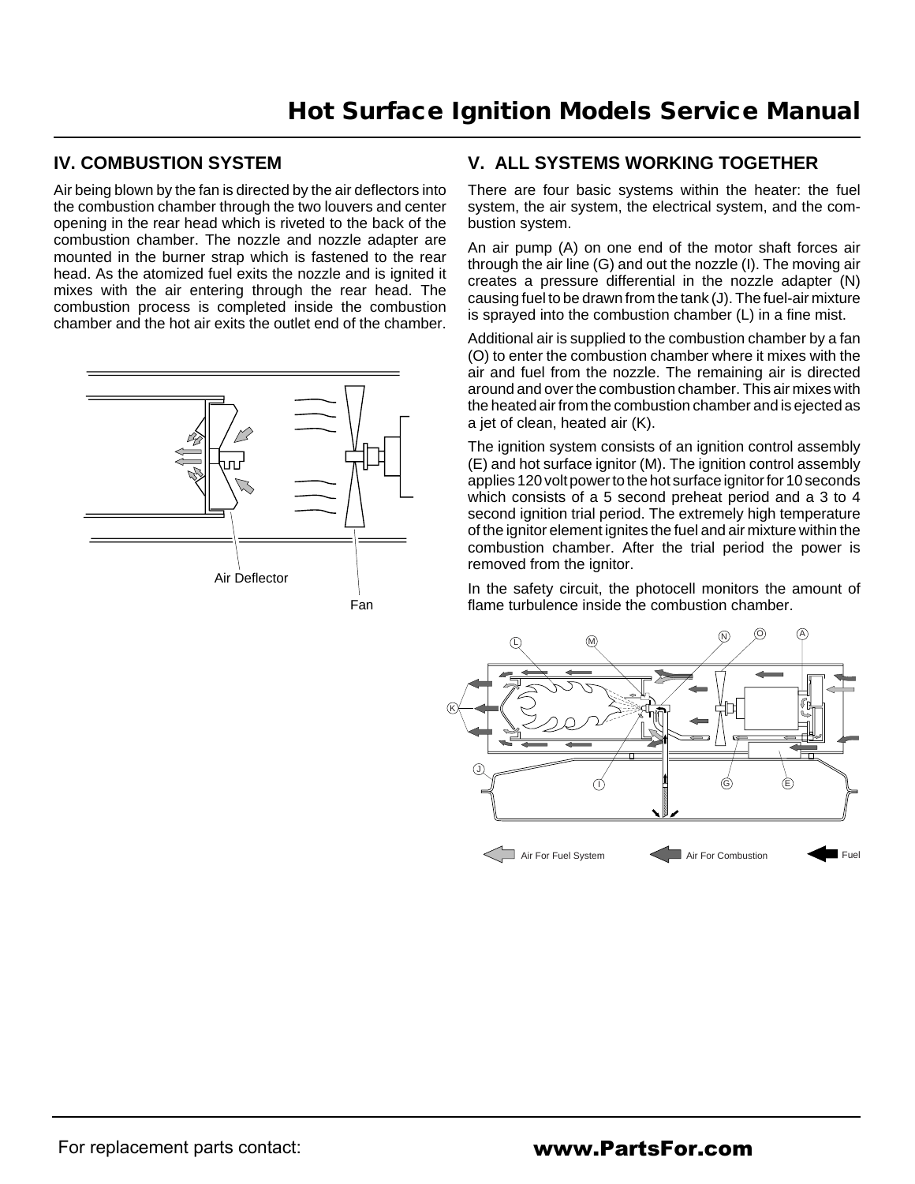## IV. COMBUSTION SYSTEM

Air being blown by the fan is directed by the air deflectors into the combustion chamber through the two louvers and center opening in the rear head which is riveted to the back of the combustion chamber. The nozzle and nozzle adapter are mounted in the burner strap which is fastened to the rear head. As the atomized fuel exits the nozzle and is ignited it mixes with the air entering through the rear head. The combustion process is completed inside the combustion chamber and the hot air exits the outlet end of the chamber.

Air Deflector

Fan

## V. ALL SYSTEMS WORKING TOGETHER

There are four basic systems within the heater: the fuel system, the air system, the electrical system, and the combustion system.

An air pump (A) on one end of the motor shaft forces air through the air line (G) and out the nozzle (I). The moving air creates a pressure differential in the nozzle adapter (N) causing fuel to be drawn from the tank (J). The fuel-air mixture is sprayed into the combustion chamber (L) in a fine mist.

Additional air is supplied to the combustion chamber by a fan (O) to enter the combustion chamber where it mixes with the air and fuel from the nozzle. The remaining air is directed around and over the combustion chamber. This air mixes with the heated air from the combustion chamber and is ejected as a jet of clean, heated air (K).

The ignition system consists of an ignition control assembly (E) and hot surface ignitor (M). The ignition control assembly applies 120 volt power to the hot surface ignitor for 10 seconds which consists of a 5 second preheat period and a 3 to 4 second ignition trial period. The extremely high temperature of the ignitor element ignites the fuel and air mixture within the combustion chamber. After the trial period the power is removed from the ignitor.

In the safety circuit, the photocell monitors the amount of flame turbulence inside the combustion chamber.

Air For Fuel System | Air For Combustion | Fuel

For replacement parts contact: **www.PartsFor.com**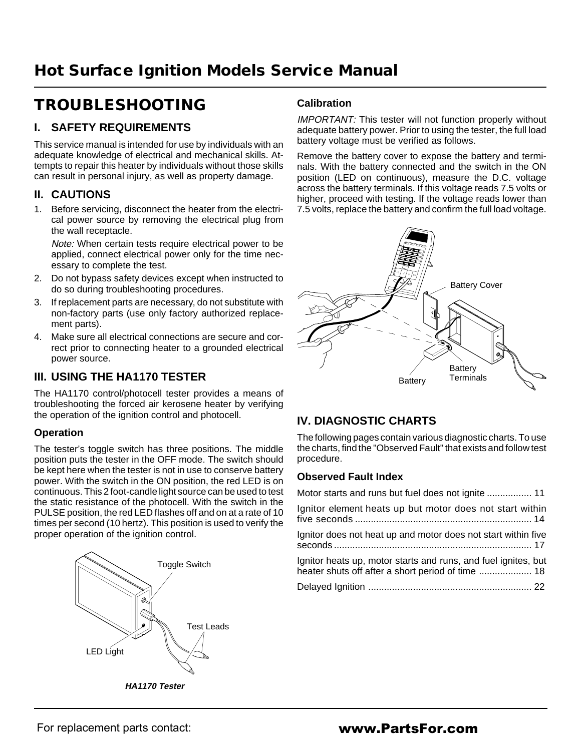# Hot Surface Ignition Models Service Manual

## TROUBLESHOOTING

### I. SAFETY REQUIREMENTS

This service manual is intended for use by individuals with an adequate knowledge of electrical and mechanical skills. Attempts to repair this heater by individuals without those skills can result in personal injury, as well as property damage.

### II. CAUTIONS

1. Before servicing, disconnect the heater from the electrical power source by removing the electrical plug from the wall receptacle.

   *Note:* When certain tests require electrical power to be applied, connect electrical power only for the time necessary to complete the test.

2. Do not bypass safety devices except when instructed to do so during troubleshooting procedures.
3. If replacement parts are necessary, do not substitute with non-factory parts (use only factory authorized replacement parts).
4. Make sure all electrical connections are secure and correct prior to connecting heater to a grounded electrical power source.

### III. USING THE HA1170 TESTER

The HA1170 control/photocell tester provides a means of troubleshooting the forced air kerosene heater by verifying the operation of the ignition control and photocell.

#### Operation

The tester's toggle switch has three positions. The middle position puts the tester in the OFF mode. The switch should be kept here when the tester is not in use to conserve battery power. With the switch in the ON position, the red LED is on continuous. This 2 foot-candle light source can be used to test the static resistance of the photocell. With the switch in the PULSE position, the red LED flashes off and on at a rate of 10 times per second (10 hertz). This position is used to verify the proper operation of the ignition control.

Toggle Switch

Test Leads

LED Light

***HA1170 Tester***

#### Calibration

*IMPORTANT:* This tester will not function properly without adequate battery power. Prior to using the tester, the full load battery voltage must be verified as follows.

Remove the battery cover to expose the battery and terminals. With the battery connected and the switch in the ON position (LED on continuous), measure the D.C. voltage across the battery terminals. If this voltage reads 7.5 volts or higher, proceed with testing. If the voltage reads lower than 7.5 volts, replace the battery and confirm the full load voltage.

Battery Cover

Battery Terminals

Battery

### IV. DIAGNOSTIC CHARTS

The following pages contain various diagnostic charts. To use the charts, find the "Observed Fault" that exists and follow test procedure.

#### Observed Fault Index

Motor starts and runs but fuel does not ignite ................. 11

Ignitor element heats up but motor does not start within five seconds .................................................................. 14

Ignitor does not heat up and motor does not start within five seconds ........................................................................... 17

Ignitor heats up, motor starts and runs, and fuel ignites, but heater shuts off after a short period of time .................... 18

Delayed Ignition .............................................................. 22

For replacement parts contact: **www.PartsFor.com**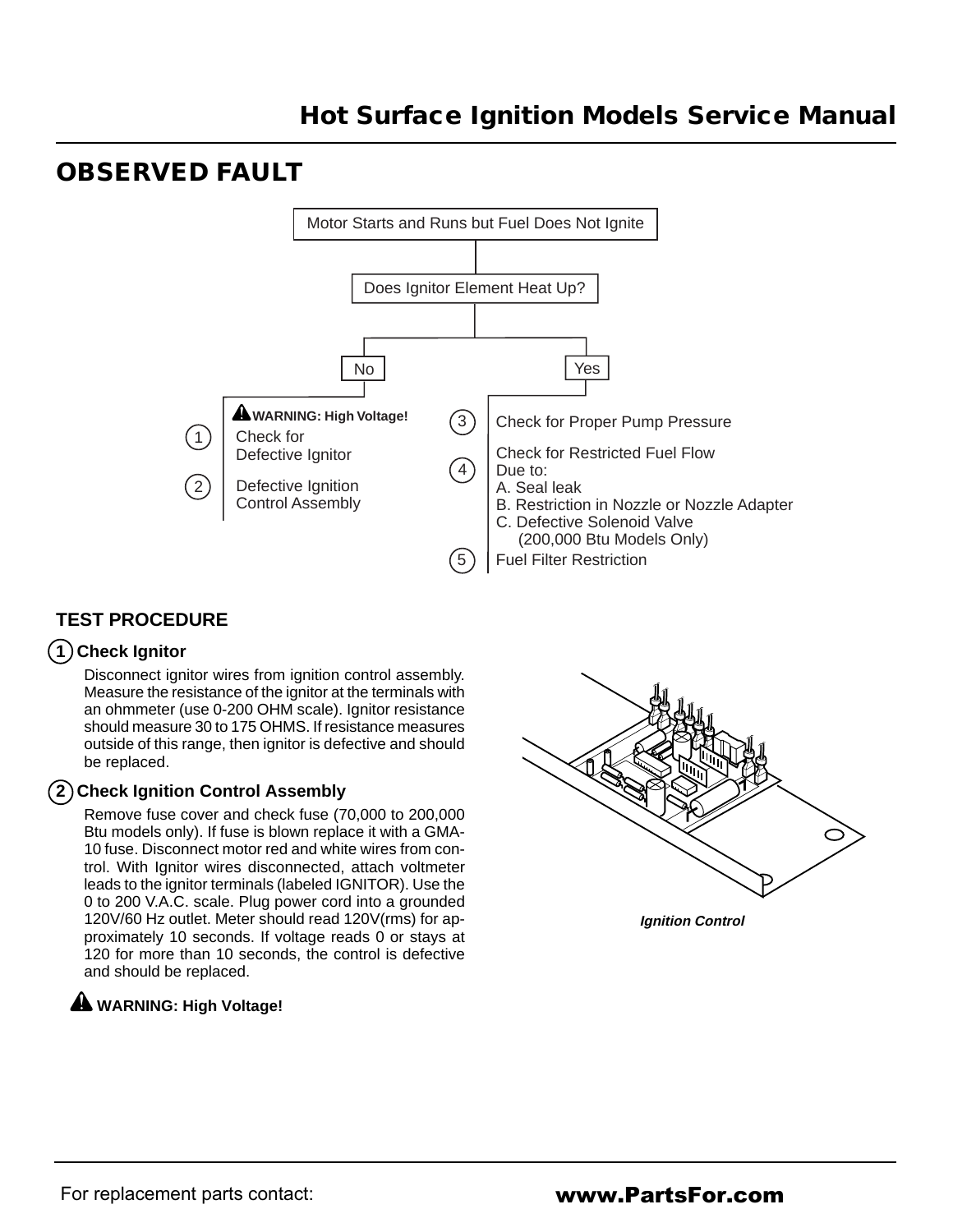## OBSERVED FAULT

Motor Starts and Runs but Fuel Does Not Ignite

Does Ignitor Element Heat Up?

**No**

**WARNING: High Voltage!**

1. Check for Defective Ignitor
2. Defective Ignition Control Assembly

**Yes**

3. Check for Proper Pump Pressure
4. Check for Restricted Fuel Flow Due to:
   - A. Seal leak
   - B. Restriction in Nozzle or Nozzle Adapter
   - C. Defective Solenoid Valve (200,000 Btu Models Only)
5. Fuel Filter Restriction

### TEST PROCEDURE

**1 Check Ignitor**

Disconnect ignitor wires from ignition control assembly. Measure the resistance of the ignitor at the terminals with an ohmmeter (use 0-200 OHM scale). Ignitor resistance should measure 30 to 175 OHMS. If resistance measures outside of this range, then ignitor is defective and should be replaced.

**2 Check Ignition Control Assembly**

Remove fuse cover and check fuse (70,000 to 200,000 Btu models only). If fuse is blown replace it with a GMA-10 fuse. Disconnect motor red and white wires from control. With Ignitor wires disconnected, attach voltmeter leads to the ignitor terminals (labeled IGNITOR). Use the 0 to 200 V.A.C. scale. Plug power cord into a grounded 120V/60 Hz outlet. Meter should read 120V(rms) for approximately 10 seconds. If voltage reads 0 or stays at 120 for more than 10 seconds, the control is defective and should be replaced.

**WARNING: High Voltage!**

*Ignition Control*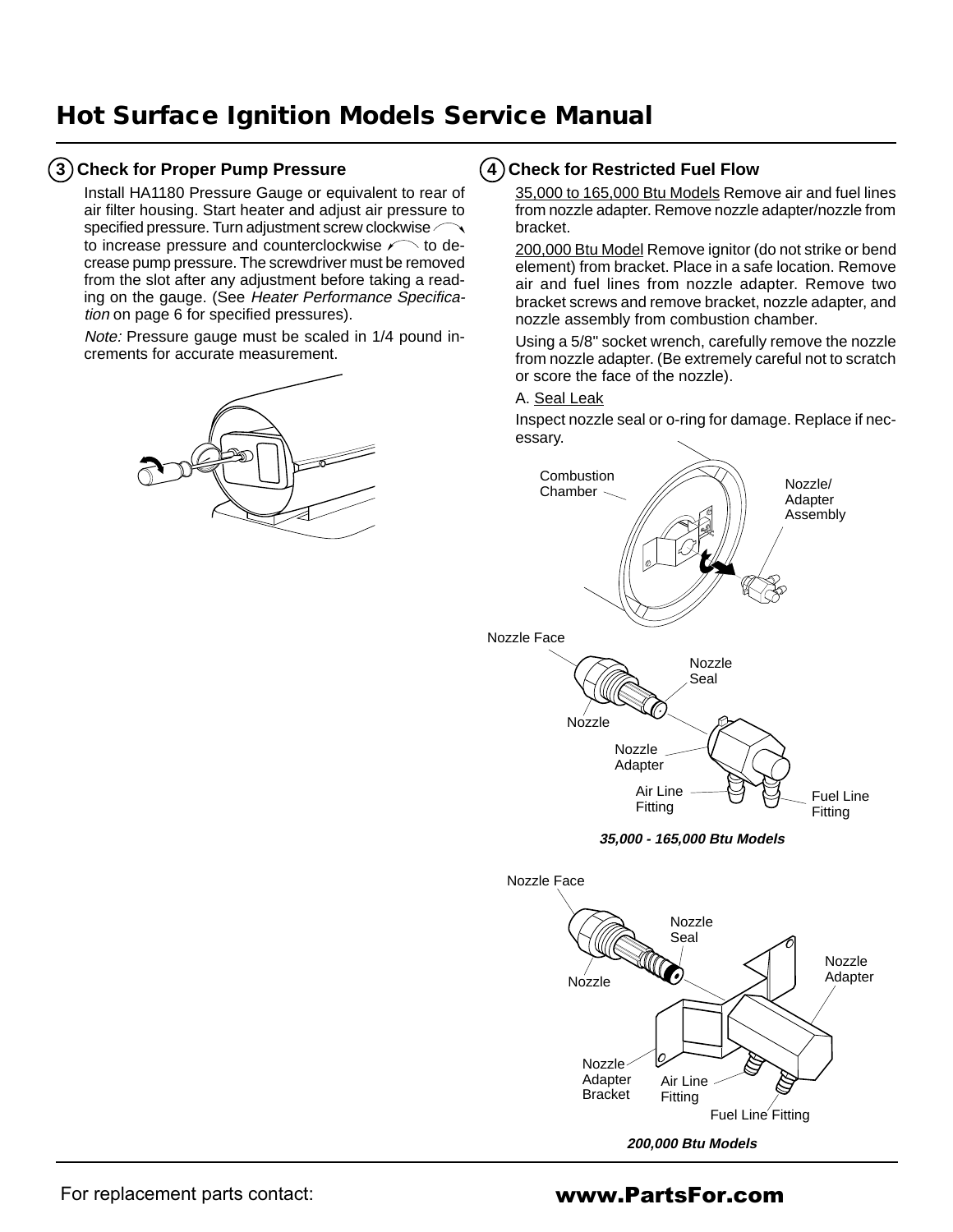# Hot Surface Ignition Models Service Manual

## 3 Check for Proper Pump Pressure

Install HA1180 Pressure Gauge or equivalent to rear of air filter housing. Start heater and adjust air pressure to specified pressure. Turn adjustment screw clockwise to increase pressure and counterclockwise to decrease pump pressure. The screwdriver must be removed from the slot after any adjustment before taking a reading on the gauge. (See *Heater Performance Specification* on page 6 for specified pressures).

*Note:* Pressure gauge must be scaled in 1/4 pound increments for accurate measurement.

## 4 Check for Restricted Fuel Flow

35,000 to 165,000 Btu Models Remove air and fuel lines from nozzle adapter. Remove nozzle adapter/nozzle from bracket.

200,000 Btu Model Remove ignitor (do not strike or bend element) from bracket. Place in a safe location. Remove air and fuel lines from nozzle adapter. Remove two bracket screws and remove bracket, nozzle adapter, and nozzle assembly from combustion chamber.

Using a 5/8" socket wrench, carefully remove the nozzle from nozzle adapter. (Be extremely careful not to scratch or score the face of the nozzle).

A. Seal Leak

Inspect nozzle seal or o-ring for damage. Replace if necessary.

Combustion Chamber
Nozzle/ Adapter Assembly

Nozzle Face
Nozzle Seal
Nozzle
Nozzle Adapter
Air Line Fitting
Fuel Line Fitting

***35,000 - 165,000 Btu Models***

Nozzle Face
Nozzle Seal
Nozzle
Nozzle Adapter
Nozzle Adapter Bracket
Air Line Fitting
Fuel Line Fitting

***200,000 Btu Models***

For replacement parts contact: **www.PartsFor.com**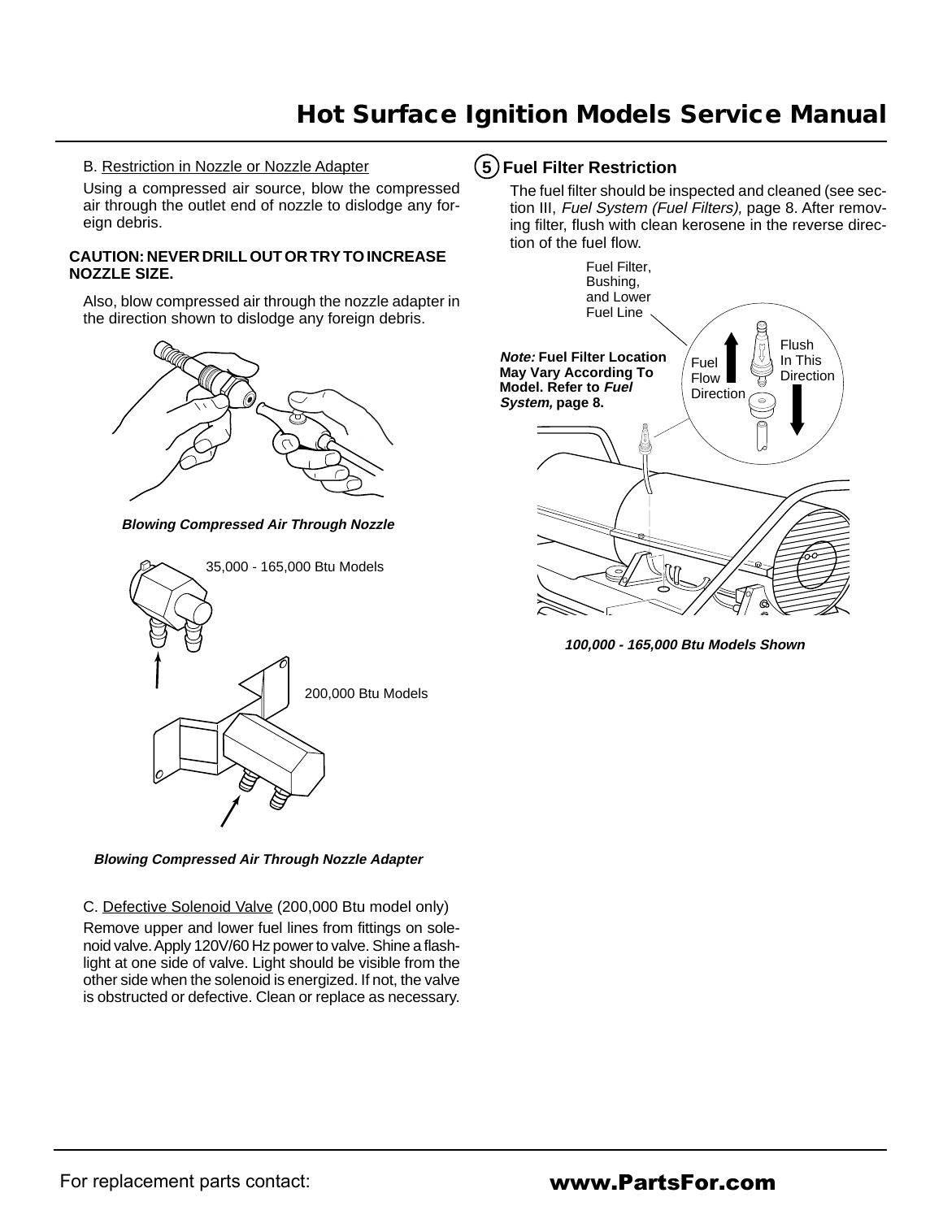B. Restriction in Nozzle or Nozzle Adapter

Using a compressed air source, blow the compressed air through the outlet end of nozzle to dislodge any foreign debris.

**CAUTION: NEVER DRILL OUT OR TRY TO INCREASE NOZZLE SIZE.**

Also, blow compressed air through the nozzle adapter in the direction shown to dislodge any foreign debris.

***Blowing Compressed Air Through Nozzle***

35,000 - 165,000 Btu Models

200,000 Btu Models

***Blowing Compressed Air Through Nozzle Adapter***

C. Defective Solenoid Valve (200,000 Btu model only)

Remove upper and lower fuel lines from fittings on solenoid valve. Apply 120V/60 Hz power to valve. Shine a flashlight at one side of valve. Light should be visible from the other side when the solenoid is energized. If not, the valve is obstructed or defective. Clean or replace as necessary.

## 5 Fuel Filter Restriction

The fuel filter should be inspected and cleaned (see section III, *Fuel System (Fuel Filters),* page 8. After removing filter, flush with clean kerosene in the reverse direction of the fuel flow.

Fuel Filter, Bushing, and Lower Fuel Line

***Note:* Fuel Filter Location May Vary According To Model. Refer to *Fuel System,* page 8.**

Fuel Flow Direction

Flush In This Direction

***100,000 - 165,000 Btu Models Shown***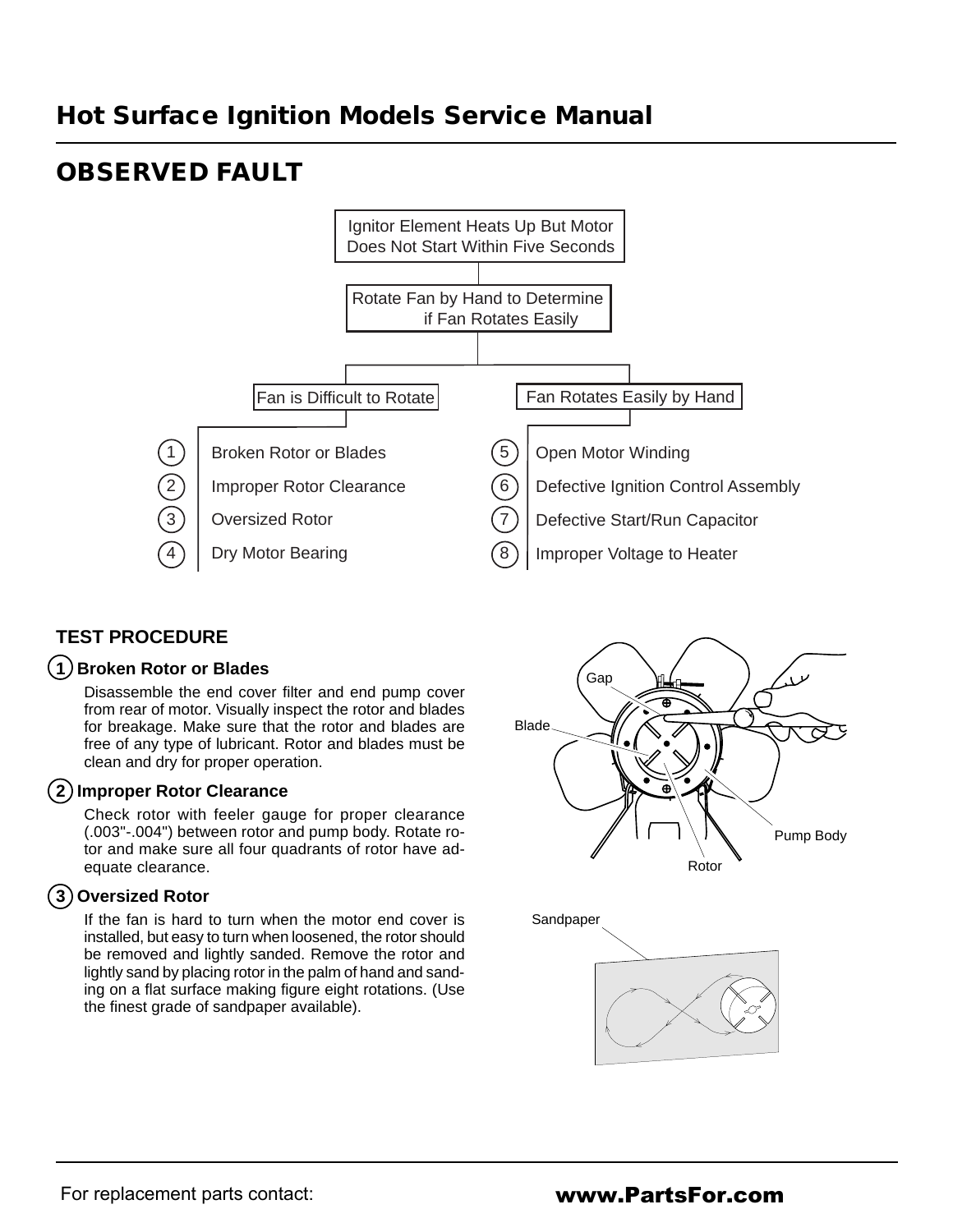# Hot Surface Ignition Models Service Manual

## OBSERVED FAULT

Ignitor Element Heats Up But Motor Does Not Start Within Five Seconds

Rotate Fan by Hand to Determine if Fan Rotates Easily

**Fan is Difficult to Rotate**

1. Broken Rotor or Blades
2. Improper Rotor Clearance
3. Oversized Rotor
4. Dry Motor Bearing

**Fan Rotates Easily by Hand**

5. Open Motor Winding
6. Defective Ignition Control Assembly
7. Defective Start/Run Capacitor
8. Improper Voltage to Heater

### TEST PROCEDURE

**1 Broken Rotor or Blades**

Disassemble the end cover filter and end pump cover from rear of motor. Visually inspect the rotor and blades for breakage. Make sure that the rotor and blades are free of any type of lubricant. Rotor and blades must be clean and dry for proper operation.

**2 Improper Rotor Clearance**

Check rotor with feeler gauge for proper clearance (.003"-.004") between rotor and pump body. Rotate rotor and make sure all four quadrants of rotor have adequate clearance.

**3 Oversized Rotor**

If the fan is hard to turn when the motor end cover is installed, but easy to turn when loosened, the rotor should be removed and lightly sanded. Remove the rotor and lightly sand by placing rotor in the palm of hand and sanding on a flat surface making figure eight rotations. (Use the finest grade of sandpaper available).

Gap

Blade

Pump Body

Rotor

Sandpaper

For replacement parts contact: **www.PartsFor.com**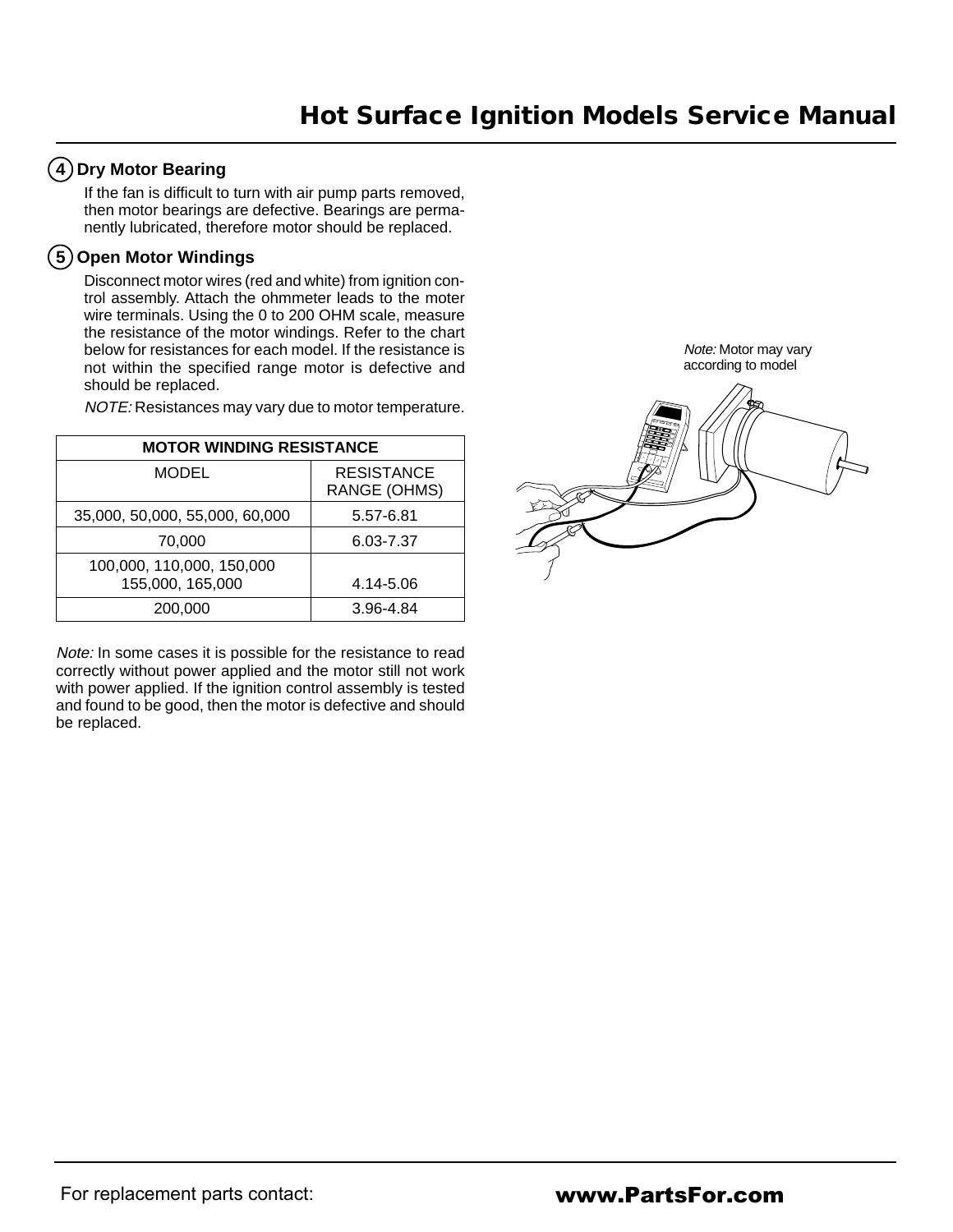## 4 Dry Motor Bearing

If the fan is difficult to turn with air pump parts removed, then motor bearings are defective. Bearings are permanently lubricated, therefore motor should be replaced.

## 5 Open Motor Windings

Disconnect motor wires (red and white) from ignition control assembly. Attach the ohmmeter leads to the moter wire terminals. Using the 0 to 200 OHM scale, measure the resistance of the motor windings. Refer to the chart below for resistances for each model. If the resistance is not within the specified range motor is defective and should be replaced.

*NOTE:* Resistances may vary due to motor temperature.

| MOTOR WINDING RESISTANCE | |
|---|---|
| MODEL | RESISTANCE RANGE (OHMS) |
| 35,000, 50,000, 55,000, 60,000 | 5.57-6.81 |
| 70,000 | 6.03-7.37 |
| 100,000, 110,000, 150,000 155,000, 165,000 | 4.14-5.06 |
| 200,000 | 3.96-4.84 |

*Note:* In some cases it is possible for the resistance to read correctly without power applied and the motor still not work with power applied. If the ignition control assembly is tested and found to be good, then the motor is defective and should be replaced.

*Note:* Motor may vary according to model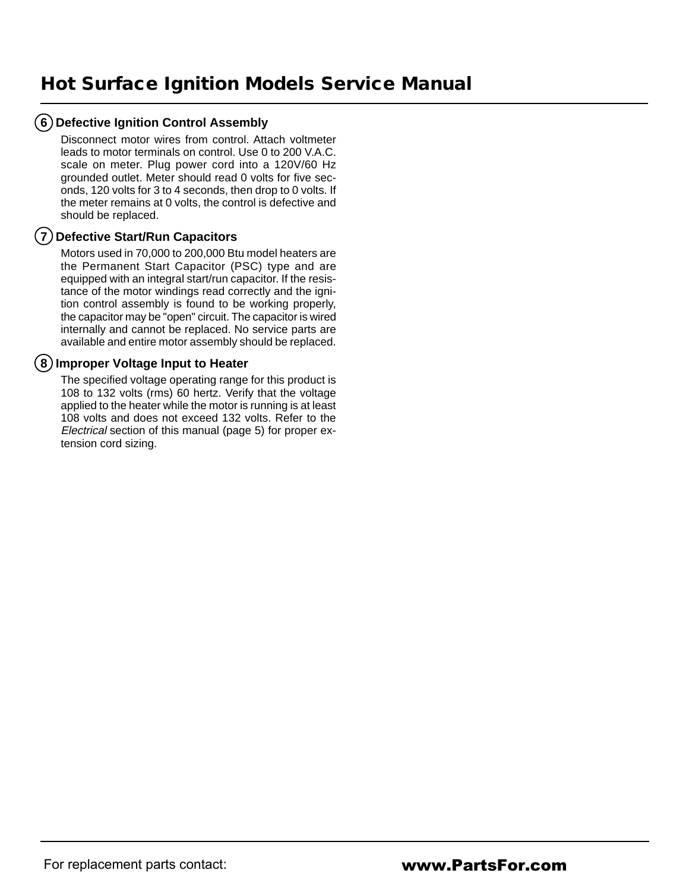### 6 Defective Ignition Control Assembly

Disconnect motor wires from control. Attach voltmeter leads to motor terminals on control. Use 0 to 200 V.A.C. scale on meter. Plug power cord into a 120V/60 Hz grounded outlet. Meter should read 0 volts for five seconds, 120 volts for 3 to 4 seconds, then drop to 0 volts. If the meter remains at 0 volts, the control is defective and should be replaced.

### 7 Defective Start/Run Capacitors

Motors used in 70,000 to 200,000 Btu model heaters are the Permanent Start Capacitor (PSC) type and are equipped with an integral start/run capacitor. If the resistance of the motor windings read correctly and the ignition control assembly is found to be working properly, the capacitor may be "open" circuit. The capacitor is wired internally and cannot be replaced. No service parts are available and entire motor assembly should be replaced.

### 8 Improper Voltage Input to Heater

The specified voltage operating range for this product is 108 to 132 volts (rms) 60 hertz. Verify that the voltage applied to the heater while the motor is running is at least 108 volts and does not exceed 132 volts. Refer to the *Electrical* section of this manual (page 5) for proper extension cord sizing.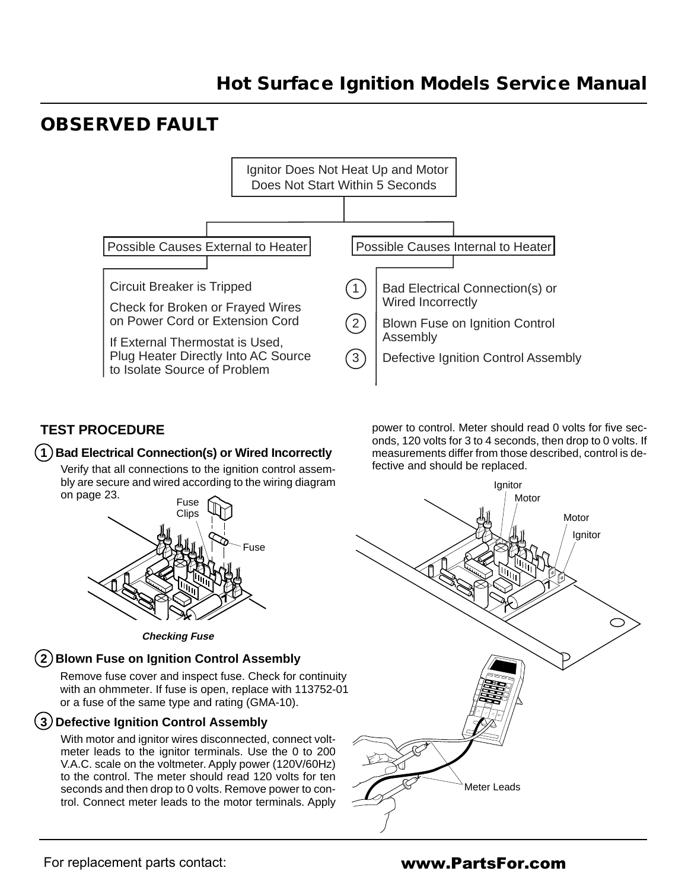## OBSERVED FAULT

Ignitor Does Not Heat Up and Motor Does Not Start Within 5 Seconds

**Possible Causes External to Heater**

- Circuit Breaker is Tripped
- Check for Broken or Frayed Wires on Power Cord or Extension Cord
- If External Thermostat is Used, Plug Heater Directly Into AC Source to Isolate Source of Problem

**Possible Causes Internal to Heater**

1. Bad Electrical Connection(s) or Wired Incorrectly
2. Blown Fuse on Ignition Control Assembly
3. Defective Ignition Control Assembly

### TEST PROCEDURE

**1 Bad Electrical Connection(s) or Wired Incorrectly**

Verify that all connections to the ignition control assembly are secure and wired according to the wiring diagram on page 23.

Fuse Clips

Fuse

*Checking Fuse*

**2 Blown Fuse on Ignition Control Assembly**

Remove fuse cover and inspect fuse. Check for continuity with an ohmmeter. If fuse is open, replace with 113752-01 or a fuse of the same type and rating (GMA-10).

**3 Defective Ignition Control Assembly**

With motor and ignitor wires disconnected, connect voltmeter leads to the ignitor terminals. Use the 0 to 200 V.A.C. scale on the voltmeter. Apply power (120V/60Hz) to the control. The meter should read 120 volts for ten seconds and then drop to 0 volts. Remove power to control. Connect meter leads to the motor terminals. Apply power to control. Meter should read 0 volts for five seconds, 120 volts for 3 to 4 seconds, then drop to 0 volts. If measurements differ from those described, control is defective and should be replaced.

Ignitor

Motor

Motor

Ignitor

Meter Leads

For replacement parts contact: **www.PartsFor.com**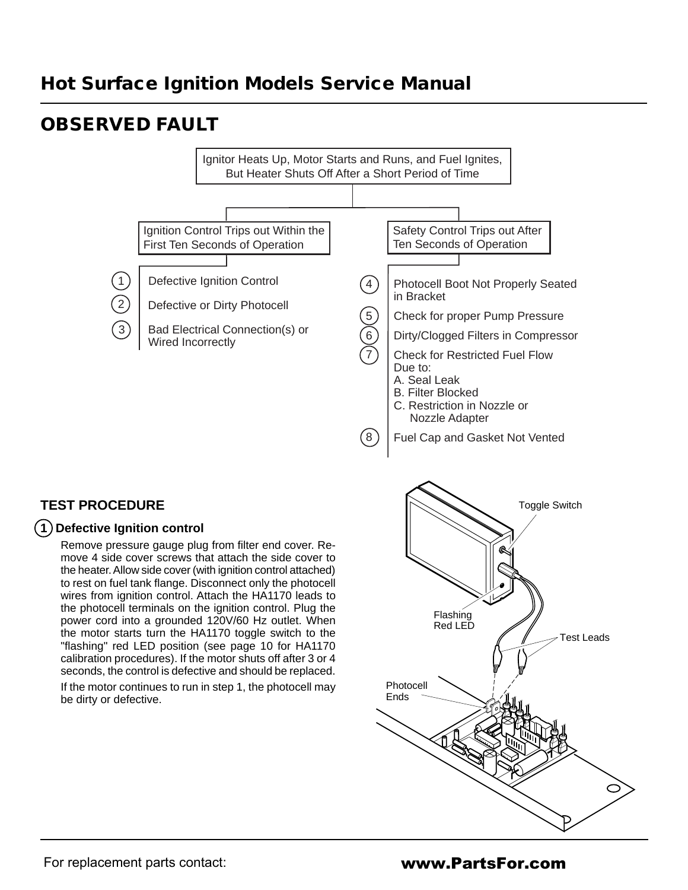# Hot Surface Ignition Models Service Manual

## OBSERVED FAULT

Ignitor Heats Up, Motor Starts and Runs, and Fuel Ignites, But Heater Shuts Off After a Short Period of Time

**Ignition Control Trips out Within the First Ten Seconds of Operation**

1. Defective Ignition Control
2. Defective or Dirty Photocell
3. Bad Electrical Connection(s) or Wired Incorrectly

**Safety Control Trips out After Ten Seconds of Operation**

4. Photocell Boot Not Properly Seated in Bracket
5. Check for proper Pump Pressure
6. Dirty/Clogged Filters in Compressor
7. Check for Restricted Fuel Flow Due to:
   - A. Seal Leak
   - B. Filter Blocked
   - C. Restriction in Nozzle or Nozzle Adapter
8. Fuel Cap and Gasket Not Vented

### TEST PROCEDURE

**1 Defective Ignition control**

Remove pressure gauge plug from filter end cover. Remove 4 side cover screws that attach the side cover to the heater. Allow side cover (with ignition control attached) to rest on fuel tank flange. Disconnect only the photocell wires from ignition control. Attach the HA1170 leads to the photocell terminals on the ignition control. Plug the power cord into a grounded 120V/60 Hz outlet. When the motor starts turn the HA1170 toggle switch to the "flashing" red LED position (see page 10 for HA1170 calibration procedures). If the motor shuts off after 3 or 4 seconds, the control is defective and should be replaced.

If the motor continues to run in step 1, the photocell may be dirty or defective.

Toggle Switch

Flashing Red LED

Test Leads

Photocell Ends

For replacement parts contact: **www.PartsFor.com**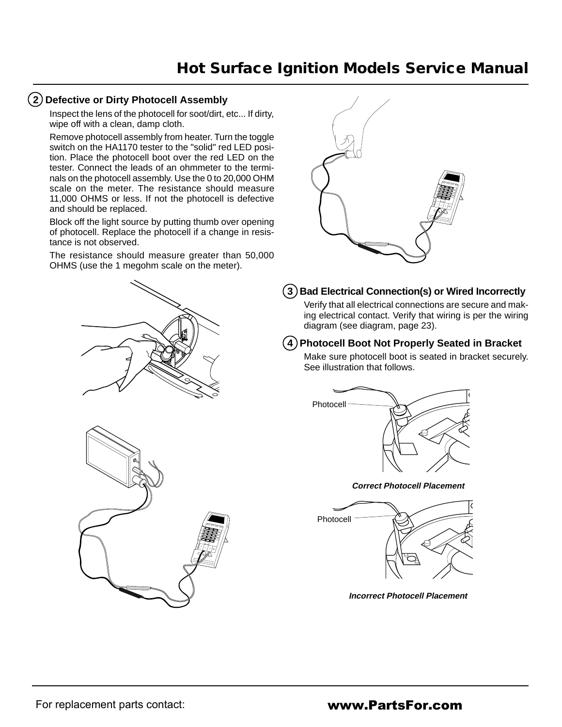## 2 Defective or Dirty Photocell Assembly

Inspect the lens of the photocell for soot/dirt, etc... If dirty, wipe off with a clean, damp cloth.

Remove photocell assembly from heater. Turn the toggle switch on the HA1170 tester to the "solid" red LED position. Place the photocell boot over the red LED on the tester. Connect the leads of an ohmmeter to the terminals on the photocell assembly. Use the 0 to 20,000 OHM scale on the meter. The resistance should measure 11,000 OHMS or less. If not the photocell is defective and should be replaced.

Block off the light source by putting thumb over opening of photocell. Replace the photocell if a change in resistance is not observed.

The resistance should measure greater than 50,000 OHMS (use the 1 megohm scale on the meter).

## 3 Bad Electrical Connection(s) or Wired Incorrectly

Verify that all electrical connections are secure and making electrical contact. Verify that wiring is per the wiring diagram (see diagram, page 23).

## 4 Photocell Boot Not Properly Seated in Bracket

Make sure photocell boot is seated in bracket securely. See illustration that follows.

Photocell

***Correct Photocell Placement***

Photocell

***Incorrect Photocell Placement***

For replacement parts contact: **www.PartsFor.com**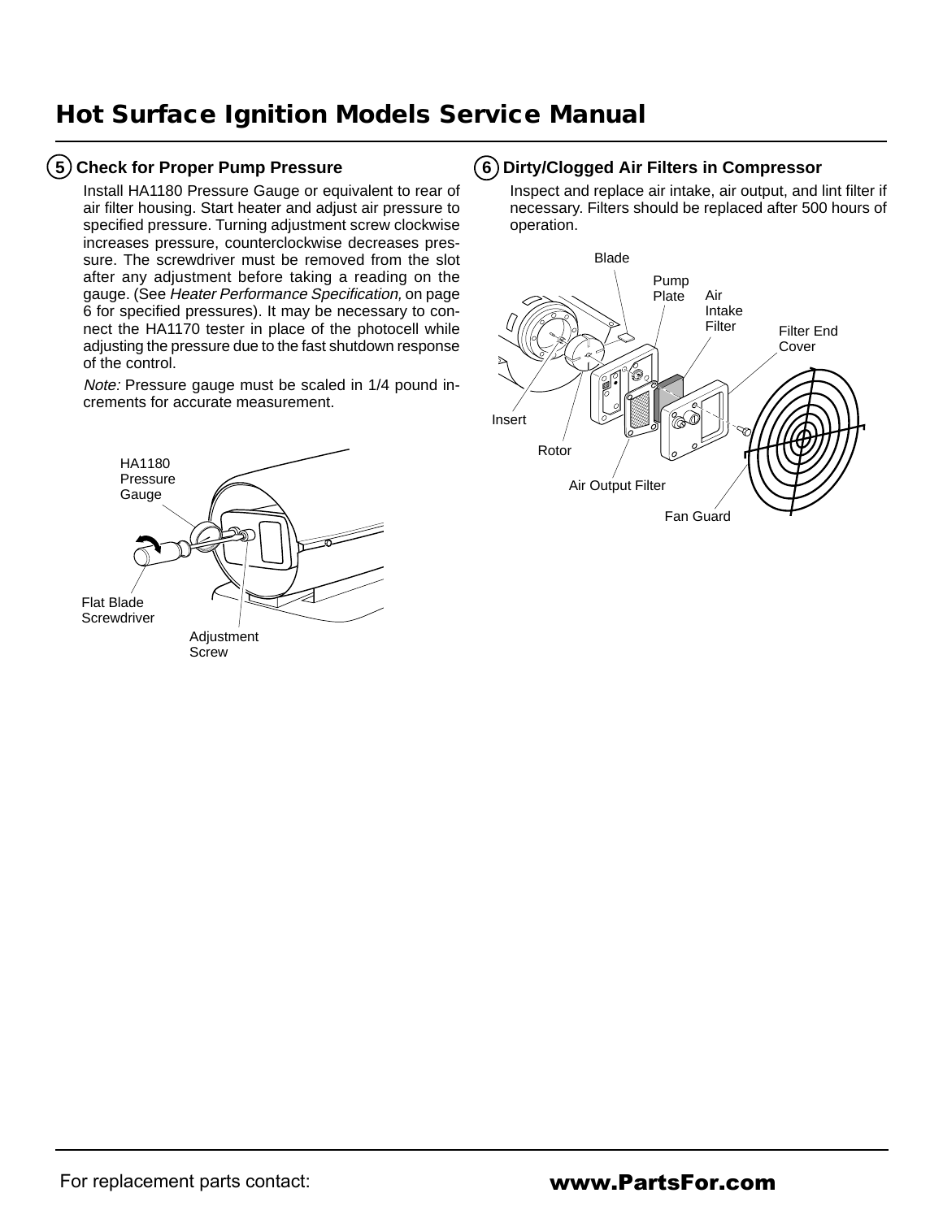# Hot Surface Ignition Models Service Manual

### 5 Check for Proper Pump Pressure

Install HA1180 Pressure Gauge or equivalent to rear of air filter housing. Start heater and adjust air pressure to specified pressure. Turning adjustment screw clockwise increases pressure, counterclockwise decreases pressure. The screwdriver must be removed from the slot after any adjustment before taking a reading on the gauge. (See *Heater Performance Specification,* on page 6 for specified pressures). It may be necessary to connect the HA1170 tester in place of the photocell while adjusting the pressure due to the fast shutdown response of the control.

*Note:* Pressure gauge must be scaled in 1/4 pound increments for accurate measurement.

HA1180 Pressure Gauge

Flat Blade Screwdriver

Adjustment Screw

### 6 Dirty/Clogged Air Filters in Compressor

Inspect and replace air intake, air output, and lint filter if necessary. Filters should be replaced after 500 hours of operation.

Blade

Pump Plate

Air Intake Filter

Filter End Cover

Insert

Rotor

Air Output Filter

Fan Guard

For replacement parts contact: **www.PartsFor.com**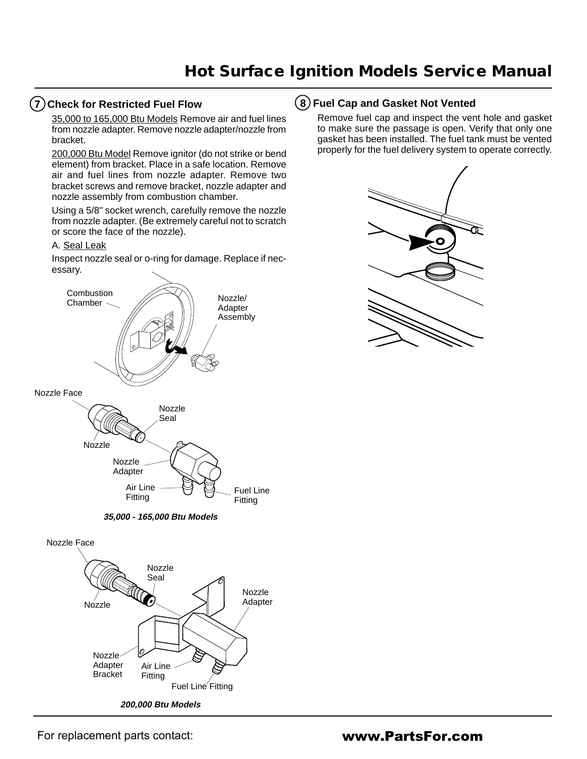## 7 Check for Restricted Fuel Flow

35,000 to 165,000 Btu Models Remove air and fuel lines from nozzle adapter. Remove nozzle adapter/nozzle from bracket.

200,000 Btu Model Remove ignitor (do not strike or bend element) from bracket. Place in a safe location. Remove air and fuel lines from nozzle adapter. Remove two bracket screws and remove bracket, nozzle adapter and nozzle assembly from combustion chamber.

Using a 5/8" socket wrench, carefully remove the nozzle from nozzle adapter. (Be extremely careful not to scratch or score the face of the nozzle).

A. Seal Leak

Inspect nozzle seal or o-ring for damage. Replace if necessary.

Combustion Chamber

Nozzle/ Adapter Assembly

Nozzle Face

Nozzle Seal

Nozzle

Nozzle Adapter

Air Line Fitting

Fuel Line Fitting

***35,000 - 165,000 Btu Models***

Nozzle Face

Nozzle Seal

Nozzle

Nozzle Adapter

Nozzle Adapter Bracket

Air Line Fitting

Fuel Line Fitting

***200,000 Btu Models***

## 8 Fuel Cap and Gasket Not Vented

Remove fuel cap and inspect the vent hole and gasket to make sure the passage is open. Verify that only one gasket has been installed. The fuel tank must be vented properly for the fuel delivery system to operate correctly.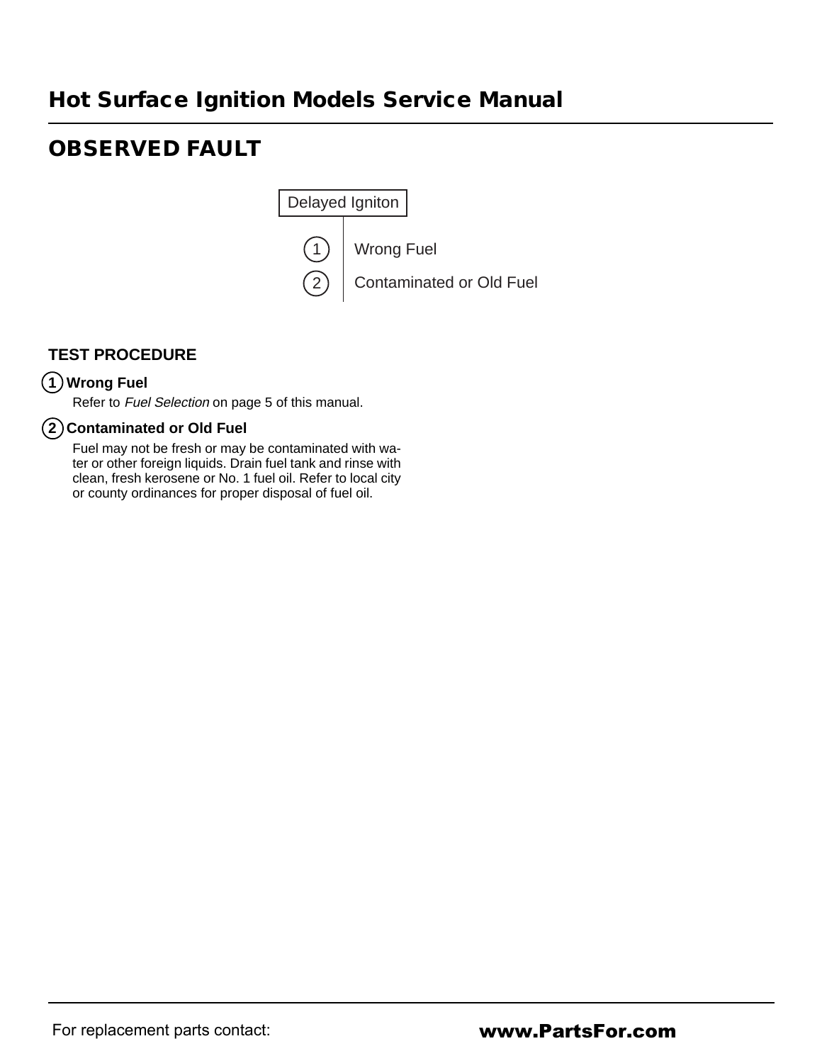## OBSERVED FAULT

Delayed Igniton

1. Wrong Fuel
2. Contaminated or Old Fuel

### TEST PROCEDURE

**1 Wrong Fuel**

Refer to *Fuel Selection* on page 5 of this manual.

**2 Contaminated or Old Fuel**

Fuel may not be fresh or may be contaminated with water or other foreign liquids. Drain fuel tank and rinse with clean, fresh kerosene or No. 1 fuel oil. Refer to local city or county ordinances for proper disposal of fuel oil.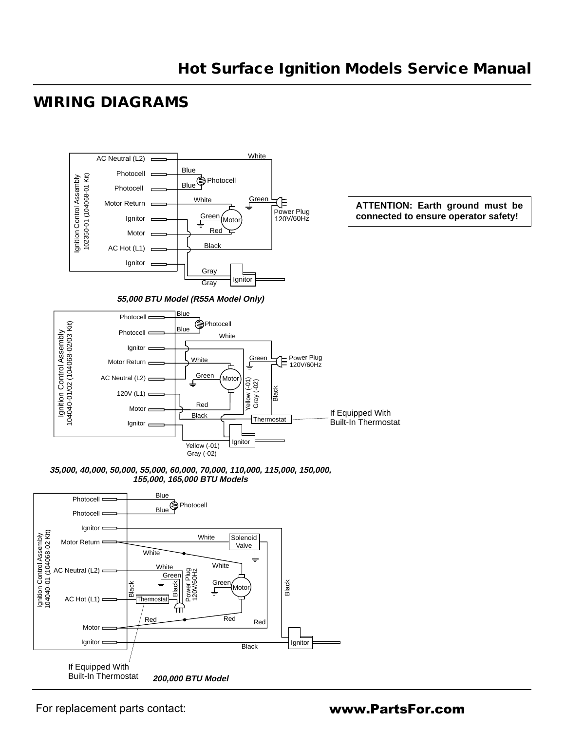## WIRING DIAGRAMS

AC Neutral (L2)
Photocell
Photocell
Motor Return
Ignitor
Motor
AC Hot (L1)
Ignitor

Ignition Control Assembly
102350-01 (104068-01 Kit)

White
Blue
Photocell
Blue
White
Green
Green
Motor
Red
Black
Power Plug
120V/60Hz
Gray
Ignitor
Gray

**ATTENTION: Earth ground must be connected to ensure operator safety!**

***55,000 BTU Model (R55A Model Only)***

Photocell
Photocell
Ignitor
Motor Return
AC Neutral (L2)
120V (L1)
Motor
Ignitor

Ignition Control Assembly
104040-01/02 (104068-02/03 Kit)

Blue
Photocell
Blue
White
White
Green
Power Plug
120V/60Hz
Green
Motor
Yellow (-01)
Gray (-02)
Black
Red
Black
Thermostat
If Equipped With
Built-In Thermostat
Ignitor
Yellow (-01)
Gray (-02)

***35,000, 40,000, 50,000, 55,000, 60,000, 70,000, 110,000, 115,000, 150,000, 155,000, 165,000 BTU Models***

Photocell
Photocell
Ignitor
Motor Return
AC Neutral (L2)
AC Hot (L1)
Motor
Ignitor

Ignition Control Assembly
104040-01 (104068-02 Kit)

Blue
Photocell
Blue
White
Solenoid
Valve
White
White
White
Green
Black
Black
Thermostat
Power Plug
120V/60Hz
Green
Motor
Black
Red
Red
Red
Ignitor
Black

If Equipped With
Built-In Thermostat

***200,000 BTU Model***

For replacement parts contact: **www.PartsFor.com**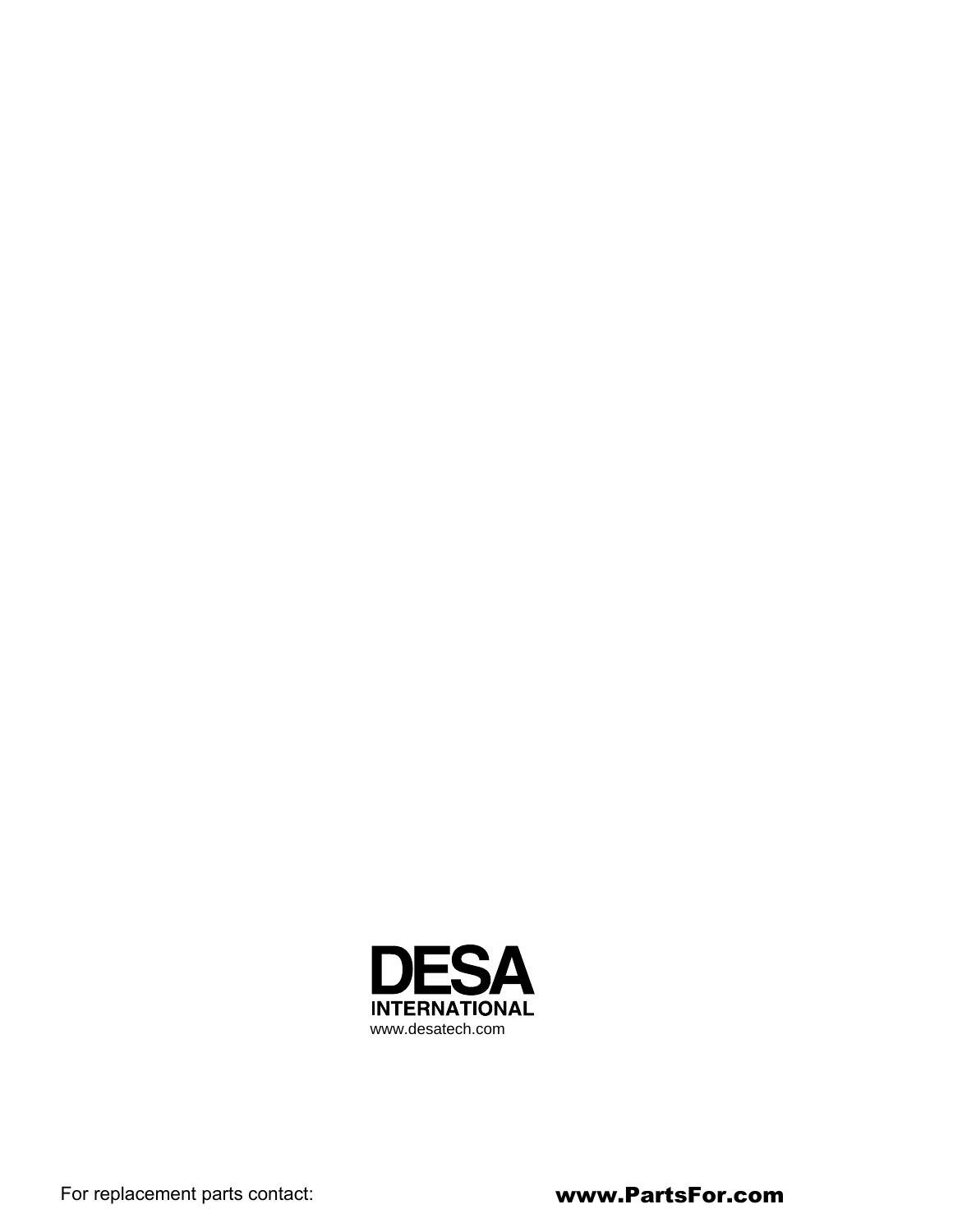**DESA**
**INTERNATIONAL**
www.desatech.com

For replacement parts contact: **www.PartsFor.com**